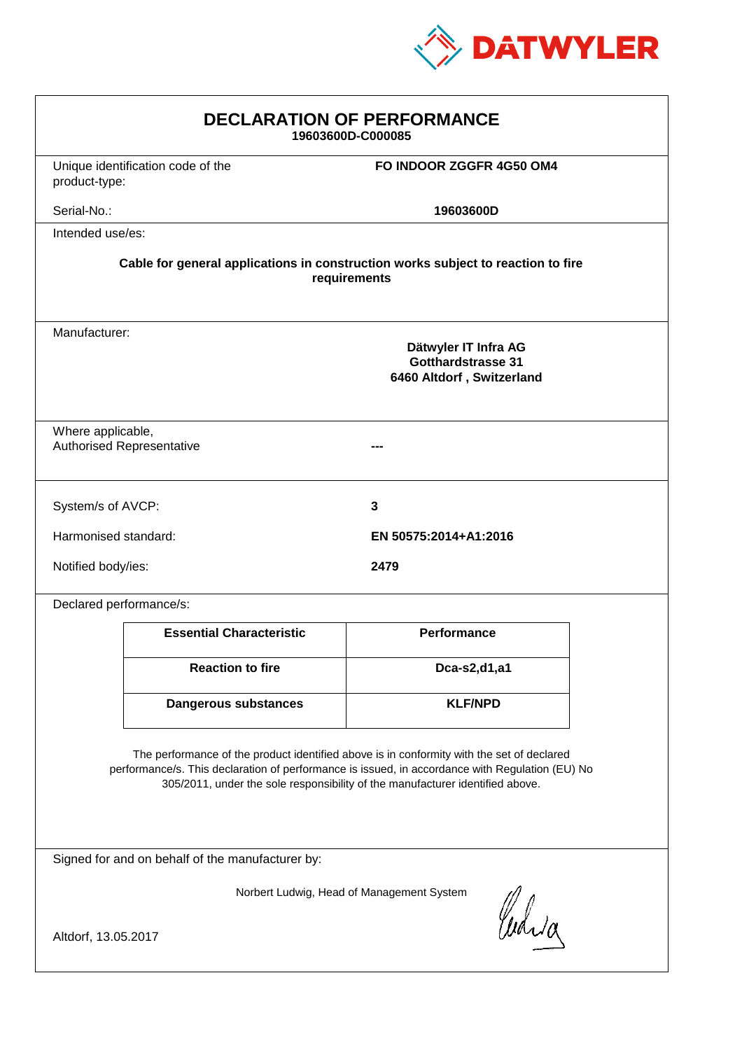DATWYLER

# DECLARATION OF PERFORMANCE

**19603600D-C000085**

| | |
|---|---|
| Unique identification code of the product-type: | **FO INDOOR ZGGFR 4G50 OM4** |
| Serial-No.: | **19603600D** |

Intended use/es:

**Cable for general applications in construction works subject to reaction to fire requirements**

Manufacturer:

**Dätwyler IT Infra AG**
**Gotthardstrasse 31**
**6460 Altdorf , Switzerland**

Where applicable,
Authorised Representative: ---

| | |
|---|---|
| System/s of AVCP: | **3** |
| Harmonised standard: | **EN 50575:2014+A1:2016** |
| Notified body/ies: | **2479** |

Declared performance/s:

| Essential Characteristic | Performance |
|---|---|
| **Reaction to fire** | **Dca-s2,d1,a1** |
| **Dangerous substances** | **KLF/NPD** |

The performance of the product identified above is in conformity with the set of declared performance/s. This declaration of performance is issued, in accordance with Regulation (EU) No 305/2011, under the sole responsibility of the manufacturer identified above.

Signed for and on behalf of the manufacturer by:

Norbert Ludwig, Head of Management System

Altdorf, 13.05.2017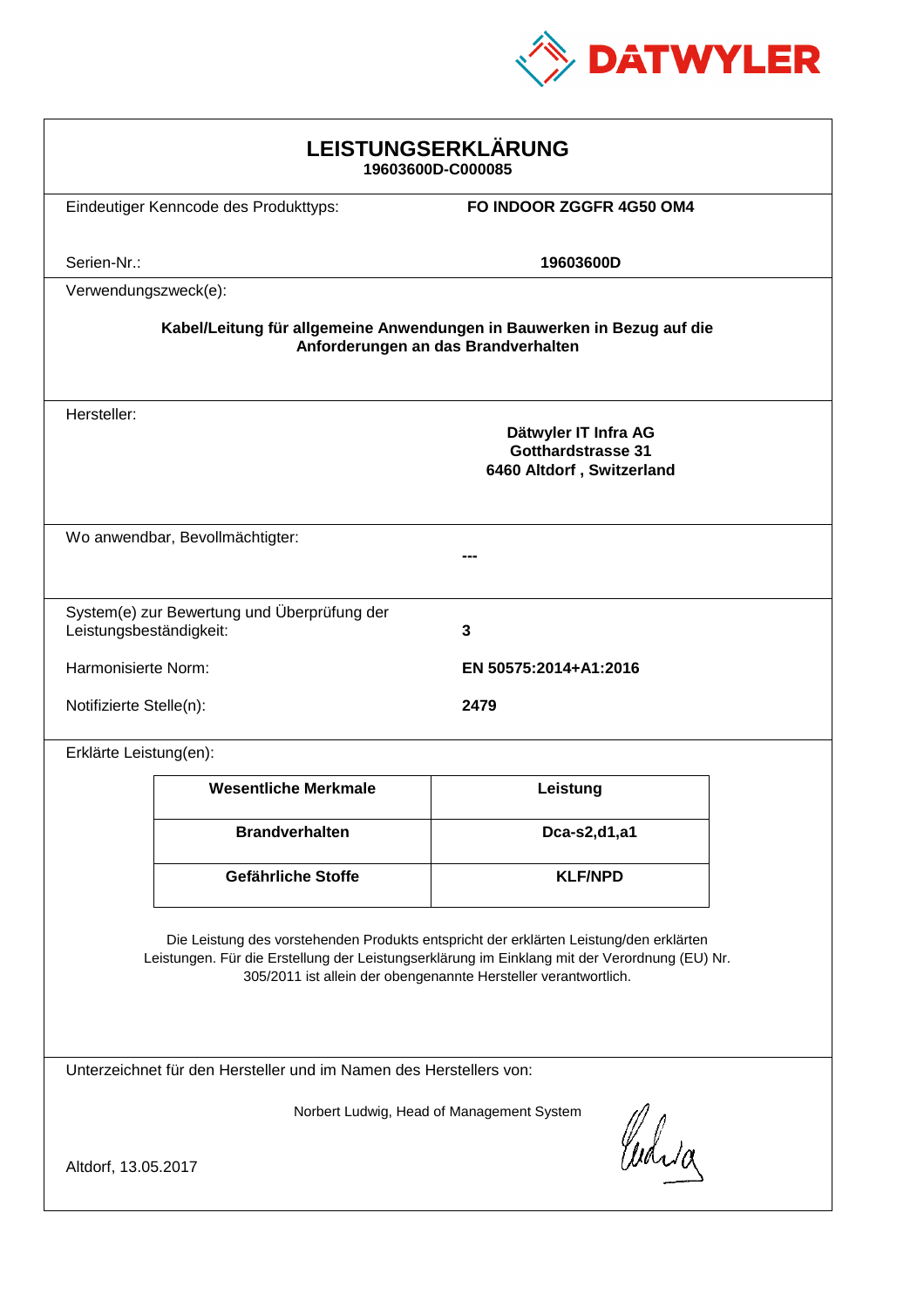DATWYLER

# LEISTUNGSERKLÄRUNG

**19603600D-C000085**

Eindeutiger Kenncode des Produkttyps: **FO INDOOR ZGGFR 4G50 OM4**

Serien-Nr.: **19603600D**

Verwendungszweck(e):

**Kabel/Leitung für allgemeine Anwendungen in Bauwerken in Bezug auf die Anforderungen an das Brandverhalten**

Hersteller:

**Dätwyler IT Infra AG**
**Gotthardstrasse 31**
**6460 Altdorf , Switzerland**

Wo anwendbar, Bevollmächtigter: **---**

System(e) zur Bewertung und Überprüfung der Leistungsbeständigkeit: **3**

Harmonisierte Norm: **EN 50575:2014+A1:2016**

Notifizierte Stelle(n): **2479**

Erklärte Leistung(en):

| Wesentliche Merkmale | Leistung |
| --- | --- |
| **Brandverhalten** | **Dca-s2,d1,a1** |
| **Gefährliche Stoffe** | **KLF/NPD** |

Die Leistung des vorstehenden Produkts entspricht der erklärten Leistung/den erklärten Leistungen. Für die Erstellung der Leistungserklärung im Einklang mit der Verordnung (EU) Nr. 305/2011 ist allein der obengenannte Hersteller verantwortlich.

Unterzeichnet für den Hersteller und im Namen des Herstellers von:

Norbert Ludwig, Head of Management System

Altdorf, 13.05.2017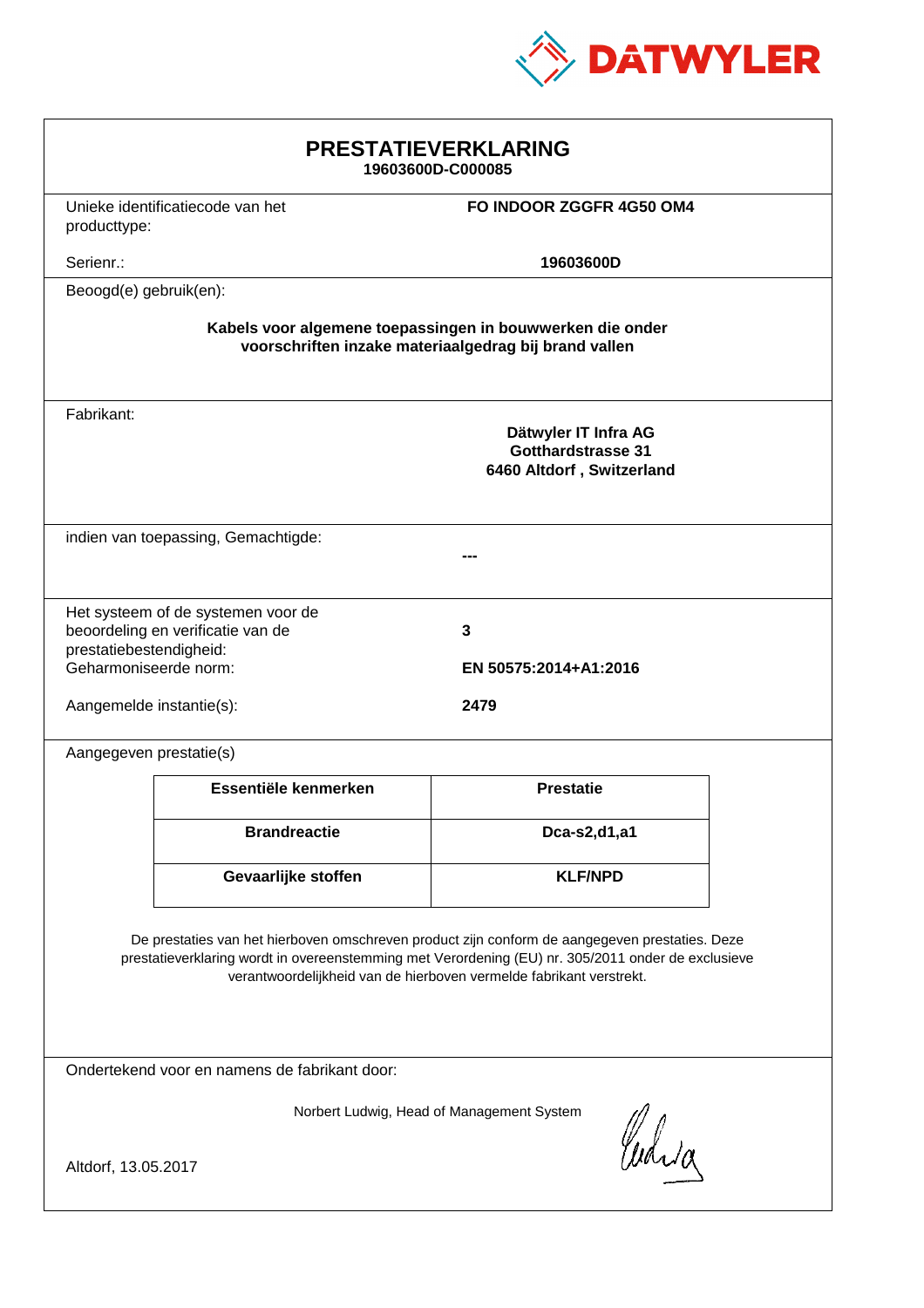DATWYLER

# PRESTATIEVERKLARING

**19603600D-C000085**

Unieke identificatiecode van het producttype: **FO INDOOR ZGGFR 4G50 OM4**

Serienr.: **19603600D**

Beoogd(e) gebruik(en):

**Kabels voor algemene toepassingen in bouwwerken die onder voorschriften inzake materiaalgedrag bij brand vallen**

Fabrikant:

**Dätwyler IT Infra AG**
**Gotthardstrasse 31**
**6460 Altdorf , Switzerland**

indien van toepassing, Gemachtigde:

**---**

Het systeem of de systemen voor de beoordeling en verificatie van de prestatiebestendigheid: **3**

Geharmoniseerde norm: **EN 50575:2014+A1:2016**

Aangemelde instantie(s): **2479**

Aangegeven prestatie(s)

| Essentiële kenmerken | Prestatie |
|---|---|
| **Brandreactie** | **Dca-s2,d1,a1** |
| **Gevaarlijke stoffen** | **KLF/NPD** |

De prestaties van het hierboven omschreven product zijn conform de aangegeven prestaties. Deze prestatieverklaring wordt in overeenstemming met Verordening (EU) nr. 305/2011 onder de exclusieve verantwoordelijkheid van de hierboven vermelde fabrikant verstrekt.

Ondertekend voor en namens de fabrikant door:

Norbert Ludwig, Head of Management System

Altdorf, 13.05.2017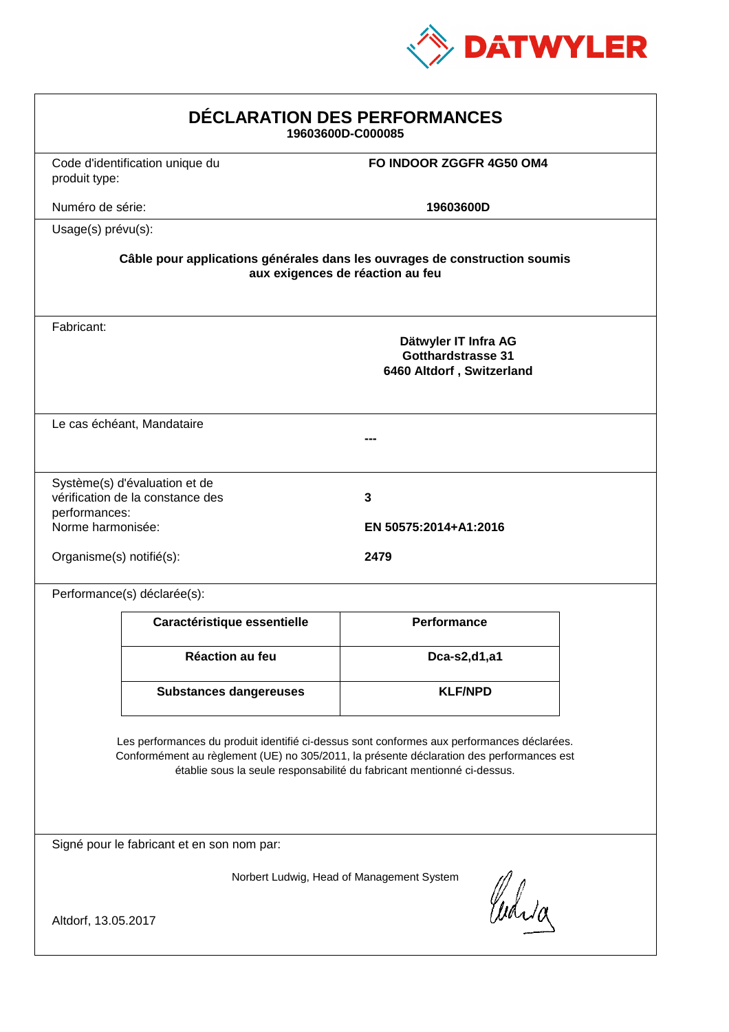DATWYLER

# DÉCLARATION DES PERFORMANCES

**19603600D-C000085**

| | |
|---|---|
| Code d'identification unique du produit type: | **FO INDOOR ZGGFR 4G50 OM4** |
| Numéro de série: | **19603600D** |

Usage(s) prévu(s):

**Câble pour applications générales dans les ouvrages de construction soumis aux exigences de réaction au feu**

Fabricant:

**Dätwyler IT Infra AG**
**Gotthardstrasse 31**
**6460 Altdorf , Switzerland**

Le cas échéant, Mandataire

**---**

| | |
|---|---|
| Système(s) d'évaluation et de vérification de la constance des performances: | **3** |
| Norme harmonisée: | **EN 50575:2014+A1:2016** |
| Organisme(s) notifié(s): | **2479** |

Performance(s) déclarée(s):

| Caractéristique essentielle | Performance |
|---|---|
| **Réaction au feu** | **Dca-s2,d1,a1** |
| **Substances dangereuses** | **KLF/NPD** |

Les performances du produit identifié ci-dessus sont conformes aux performances déclarées. Conformément au règlement (UE) no 305/2011, la présente déclaration des performances est établie sous la seule responsabilité du fabricant mentionné ci-dessus.

Signé pour le fabricant et en son nom par:

Norbert Ludwig, Head of Management System

Altdorf, 13.05.2017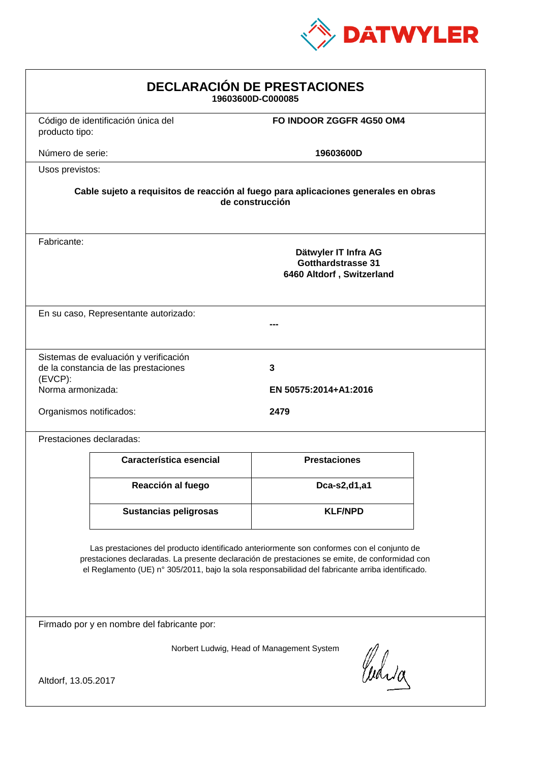DATWYLER

# DECLARACIÓN DE PRESTACIONES

**19603600D-C000085**

Código de identificación única del producto tipo: **FO INDOOR ZGGFR 4G50 OM4**

Número de serie: **19603600D**

Usos previstos:

**Cable sujeto a requisitos de reacción al fuego para aplicaciones generales en obras de construcción**

Fabricante:

**Dätwyler IT Infra AG**
**Gotthardstrasse 31**
**6460 Altdorf , Switzerland**

En su caso, Representante autorizado: **---**

Sistemas de evaluación y verificación de la constancia de las prestaciones (EVCP): **3**

Norma armonizada: **EN 50575:2014+A1:2016**

Organismos notificados: **2479**

Prestaciones declaradas:

| Característica esencial | Prestaciones |
|---|---|
| **Reacción al fuego** | **Dca-s2,d1,a1** |
| **Sustancias peligrosas** | **KLF/NPD** |

Las prestaciones del producto identificado anteriormente son conformes con el conjunto de prestaciones declaradas. La presente declaración de prestaciones se emite, de conformidad con el Reglamento (UE) n° 305/2011, bajo la sola responsabilidad del fabricante arriba identificado.

Firmado por y en nombre del fabricante por:

Norbert Ludwig, Head of Management System

Altdorf, 13.05.2017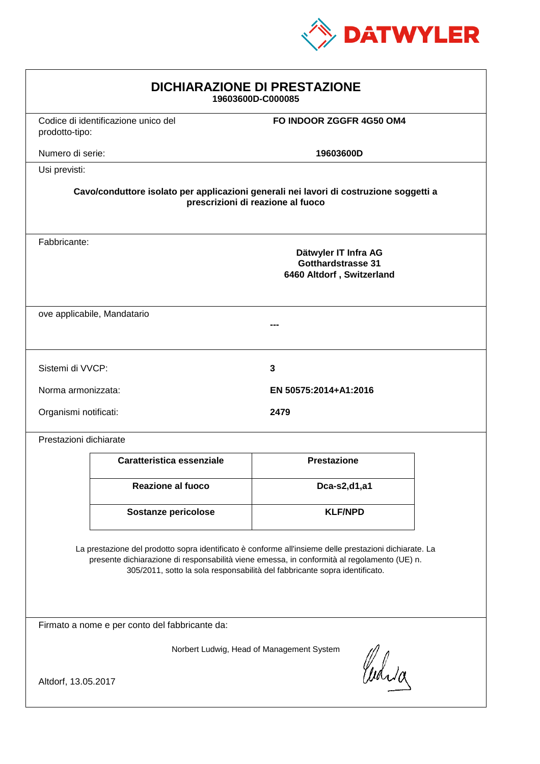DATWYLER

# DICHIARAZIONE DI PRESTAZIONE

**19603600D-C000085**

Codice di identificazione unico del prodotto-tipo: **FO INDOOR ZGGFR 4G50 OM4**

Numero di serie: **19603600D**

Usi previsti:

**Cavo/conduttore isolato per applicazioni generali nei lavori di costruzione soggetti a prescrizioni di reazione al fuoco**

Fabbricante:

**Dätwyler IT Infra AG**
**Gotthardstrasse 31**
**6460 Altdorf , Switzerland**

ove applicabile, Mandatario

**---**

Sistemi di VVCP: **3**

Norma armonizzata: **EN 50575:2014+A1:2016**

Organismi notificati: **2479**

Prestazioni dichiarate

| Caratteristica essenziale | Prestazione |
| --- | --- |
| **Reazione al fuoco** | **Dca-s2,d1,a1** |
| **Sostanze pericolose** | **KLF/NPD** |

La prestazione del prodotto sopra identificato è conforme all'insieme delle prestazioni dichiarate. La presente dichiarazione di responsabilità viene emessa, in conformità al regolamento (UE) n. 305/2011, sotto la sola responsabilità del fabbricante sopra identificato.

Firmato a nome e per conto del fabbricante da:

Norbert Ludwig, Head of Management System

Altdorf, 13.05.2017